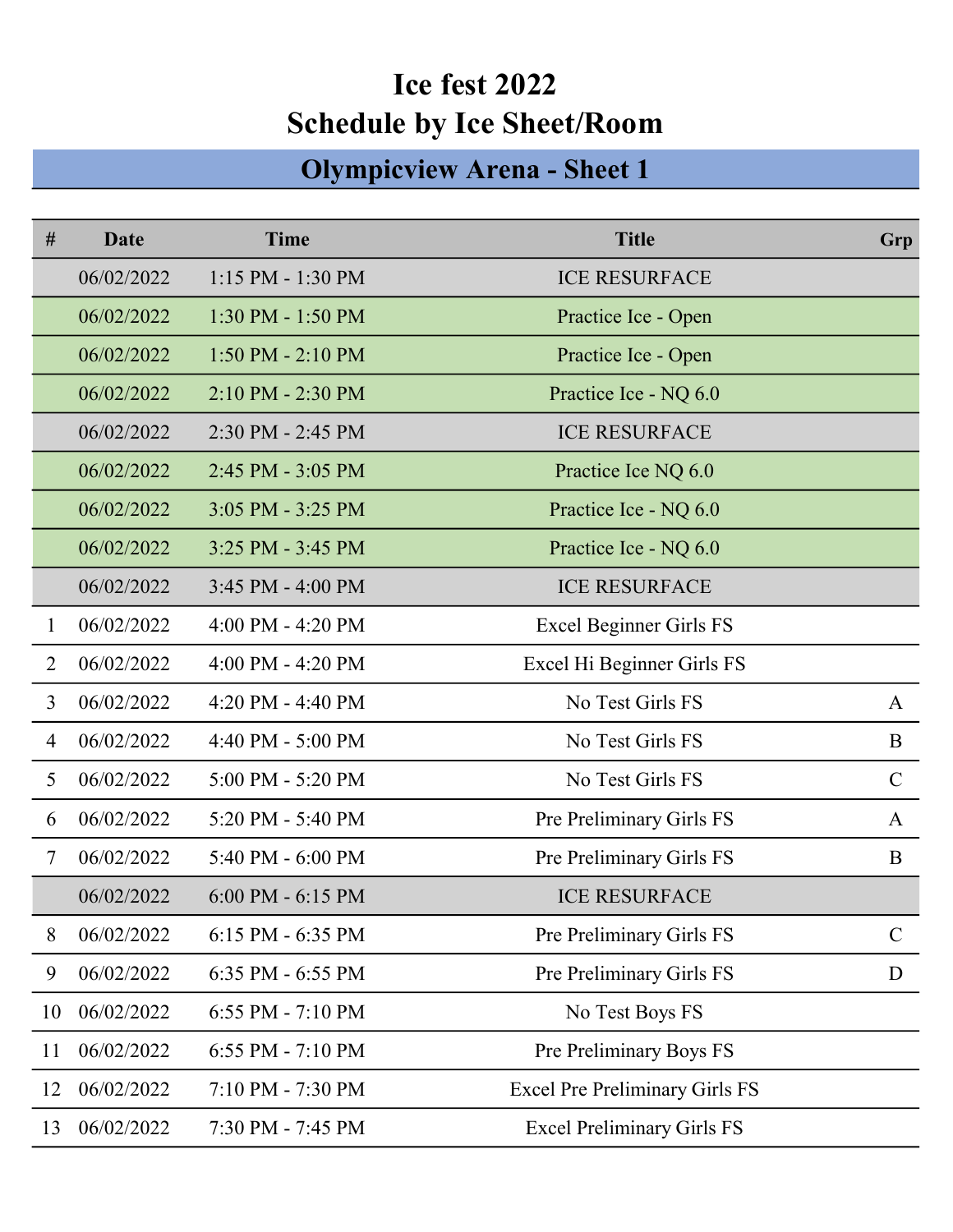# Ice fest 2022
# Schedule by Ice Sheet/Room

## Olympicview Arena - Sheet 1

| # | Date | Time | Title | Grp |
|---|---|---|---|---|
| | 06/02/2022 | 1:15 PM - 1:30 PM | ICE RESURFACE | |
| | 06/02/2022 | 1:30 PM - 1:50 PM | Practice Ice - Open | |
| | 06/02/2022 | 1:50 PM - 2:10 PM | Practice Ice - Open | |
| | 06/02/2022 | 2:10 PM - 2:30 PM | Practice Ice - NQ 6.0 | |
| | 06/02/2022 | 2:30 PM - 2:45 PM | ICE RESURFACE | |
| | 06/02/2022 | 2:45 PM - 3:05 PM | Practice Ice NQ 6.0 | |
| | 06/02/2022 | 3:05 PM - 3:25 PM | Practice Ice - NQ 6.0 | |
| | 06/02/2022 | 3:25 PM - 3:45 PM | Practice Ice - NQ 6.0 | |
| | 06/02/2022 | 3:45 PM - 4:00 PM | ICE RESURFACE | |
| 1 | 06/02/2022 | 4:00 PM - 4:20 PM | Excel Beginner Girls FS | |
| 2 | 06/02/2022 | 4:00 PM - 4:20 PM | Excel Hi Beginner Girls FS | |
| 3 | 06/02/2022 | 4:20 PM - 4:40 PM | No Test Girls FS | A |
| 4 | 06/02/2022 | 4:40 PM - 5:00 PM | No Test Girls FS | B |
| 5 | 06/02/2022 | 5:00 PM - 5:20 PM | No Test Girls FS | C |
| 6 | 06/02/2022 | 5:20 PM - 5:40 PM | Pre Preliminary Girls FS | A |
| 7 | 06/02/2022 | 5:40 PM - 6:00 PM | Pre Preliminary Girls FS | B |
| | 06/02/2022 | 6:00 PM - 6:15 PM | ICE RESURFACE | |
| 8 | 06/02/2022 | 6:15 PM - 6:35 PM | Pre Preliminary Girls FS | C |
| 9 | 06/02/2022 | 6:35 PM - 6:55 PM | Pre Preliminary Girls FS | D |
| 10 | 06/02/2022 | 6:55 PM - 7:10 PM | No Test Boys FS | |
| 11 | 06/02/2022 | 6:55 PM - 7:10 PM | Pre Preliminary Boys FS | |
| 12 | 06/02/2022 | 7:10 PM - 7:30 PM | Excel Pre Preliminary Girls FS | |
| 13 | 06/02/2022 | 7:30 PM - 7:45 PM | Excel Preliminary Girls FS | |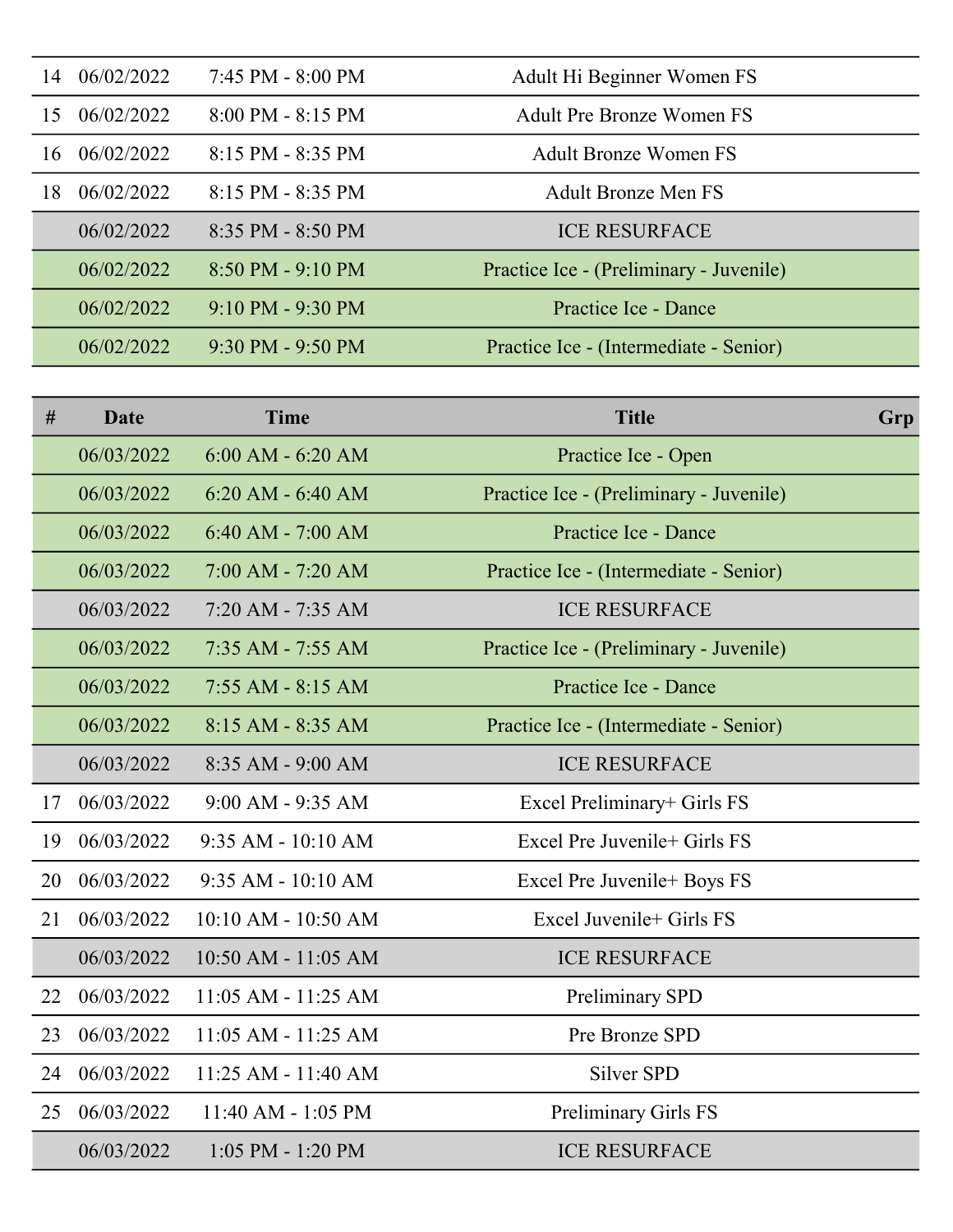| # | Date | Time | Title | Grp |
|---|---|---|---|---|
| 14 | 06/02/2022 | 7:45 PM - 8:00 PM | Adult Hi Beginner Women FS | |
| 15 | 06/02/2022 | 8:00 PM - 8:15 PM | Adult Pre Bronze Women FS | |
| 16 | 06/02/2022 | 8:15 PM - 8:35 PM | Adult Bronze Women FS | |
| 18 | 06/02/2022 | 8:15 PM - 8:35 PM | Adult Bronze Men FS | |
| | 06/02/2022 | 8:35 PM - 8:50 PM | ICE RESURFACE | |
| | 06/02/2022 | 8:50 PM - 9:10 PM | Practice Ice - (Preliminary - Juvenile) | |
| | 06/02/2022 | 9:10 PM - 9:30 PM | Practice Ice - Dance | |
| | 06/02/2022 | 9:30 PM - 9:50 PM | Practice Ice - (Intermediate - Senior) | |

| # | Date | Time | Title | Grp |
|---|---|---|---|---|
| | 06/03/2022 | 6:00 AM - 6:20 AM | Practice Ice - Open | |
| | 06/03/2022 | 6:20 AM - 6:40 AM | Practice Ice - (Preliminary - Juvenile) | |
| | 06/03/2022 | 6:40 AM - 7:00 AM | Practice Ice - Dance | |
| | 06/03/2022 | 7:00 AM - 7:20 AM | Practice Ice - (Intermediate - Senior) | |
| | 06/03/2022 | 7:20 AM - 7:35 AM | ICE RESURFACE | |
| | 06/03/2022 | 7:35 AM - 7:55 AM | Practice Ice - (Preliminary - Juvenile) | |
| | 06/03/2022 | 7:55 AM - 8:15 AM | Practice Ice - Dance | |
| | 06/03/2022 | 8:15 AM - 8:35 AM | Practice Ice - (Intermediate - Senior) | |
| | 06/03/2022 | 8:35 AM - 9:00 AM | ICE RESURFACE | |
| 17 | 06/03/2022 | 9:00 AM - 9:35 AM | Excel Preliminary+ Girls FS | |
| 19 | 06/03/2022 | 9:35 AM - 10:10 AM | Excel Pre Juvenile+ Girls FS | |
| 20 | 06/03/2022 | 9:35 AM - 10:10 AM | Excel Pre Juvenile+ Boys FS | |
| 21 | 06/03/2022 | 10:10 AM - 10:50 AM | Excel Juvenile+ Girls FS | |
| | 06/03/2022 | 10:50 AM - 11:05 AM | ICE RESURFACE | |
| 22 | 06/03/2022 | 11:05 AM - 11:25 AM | Preliminary SPD | |
| 23 | 06/03/2022 | 11:05 AM - 11:25 AM | Pre Bronze SPD | |
| 24 | 06/03/2022 | 11:25 AM - 11:40 AM | Silver SPD | |
| 25 | 06/03/2022 | 11:40 AM - 1:05 PM | Preliminary Girls FS | |
| | 06/03/2022 | 1:05 PM - 1:20 PM | ICE RESURFACE | |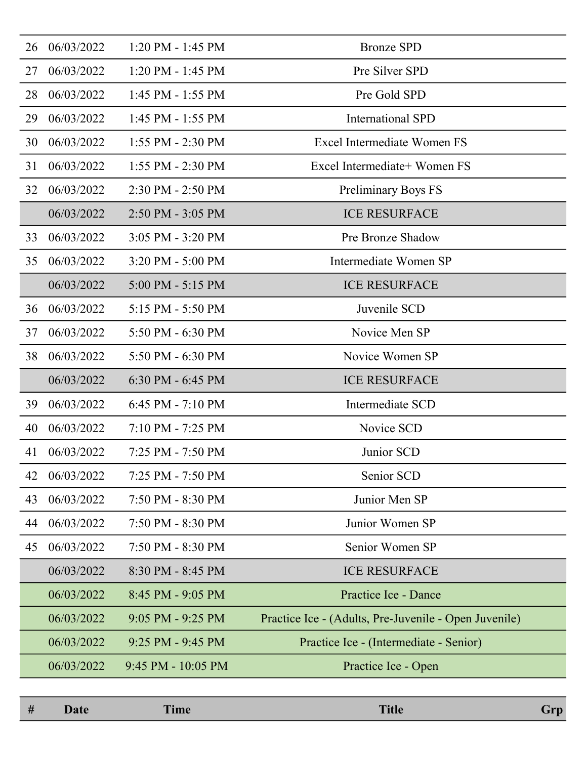| # | Date | Time | Title | Grp |
|---|---|---|---|---|
| 26 | 06/03/2022 | 1:20 PM - 1:45 PM | Bronze SPD | |
| 27 | 06/03/2022 | 1:20 PM - 1:45 PM | Pre Silver SPD | |
| 28 | 06/03/2022 | 1:45 PM - 1:55 PM | Pre Gold SPD | |
| 29 | 06/03/2022 | 1:45 PM - 1:55 PM | International SPD | |
| 30 | 06/03/2022 | 1:55 PM - 2:30 PM | Excel Intermediate Women FS | |
| 31 | 06/03/2022 | 1:55 PM - 2:30 PM | Excel Intermediate+ Women FS | |
| 32 | 06/03/2022 | 2:30 PM - 2:50 PM | Preliminary Boys FS | |
| | 06/03/2022 | 2:50 PM - 3:05 PM | ICE RESURFACE | |
| 33 | 06/03/2022 | 3:05 PM - 3:20 PM | Pre Bronze Shadow | |
| 35 | 06/03/2022 | 3:20 PM - 5:00 PM | Intermediate Women SP | |
| | 06/03/2022 | 5:00 PM - 5:15 PM | ICE RESURFACE | |
| 36 | 06/03/2022 | 5:15 PM - 5:50 PM | Juvenile SCD | |
| 37 | 06/03/2022 | 5:50 PM - 6:30 PM | Novice Men SP | |
| 38 | 06/03/2022 | 5:50 PM - 6:30 PM | Novice Women SP | |
| | 06/03/2022 | 6:30 PM - 6:45 PM | ICE RESURFACE | |
| 39 | 06/03/2022 | 6:45 PM - 7:10 PM | Intermediate SCD | |
| 40 | 06/03/2022 | 7:10 PM - 7:25 PM | Novice SCD | |
| 41 | 06/03/2022 | 7:25 PM - 7:50 PM | Junior SCD | |
| 42 | 06/03/2022 | 7:25 PM - 7:50 PM | Senior SCD | |
| 43 | 06/03/2022 | 7:50 PM - 8:30 PM | Junior Men SP | |
| 44 | 06/03/2022 | 7:50 PM - 8:30 PM | Junior Women SP | |
| 45 | 06/03/2022 | 7:50 PM - 8:30 PM | Senior Women SP | |
| | 06/03/2022 | 8:30 PM - 8:45 PM | ICE RESURFACE | |
| | 06/03/2022 | 8:45 PM - 9:05 PM | Practice Ice - Dance | |
| | 06/03/2022 | 9:05 PM - 9:25 PM | Practice Ice - (Adults, Pre-Juvenile - Open Juvenile) | |
| | 06/03/2022 | 9:25 PM - 9:45 PM | Practice Ice - (Intermediate - Senior) | |
| | 06/03/2022 | 9:45 PM - 10:05 PM | Practice Ice - Open | |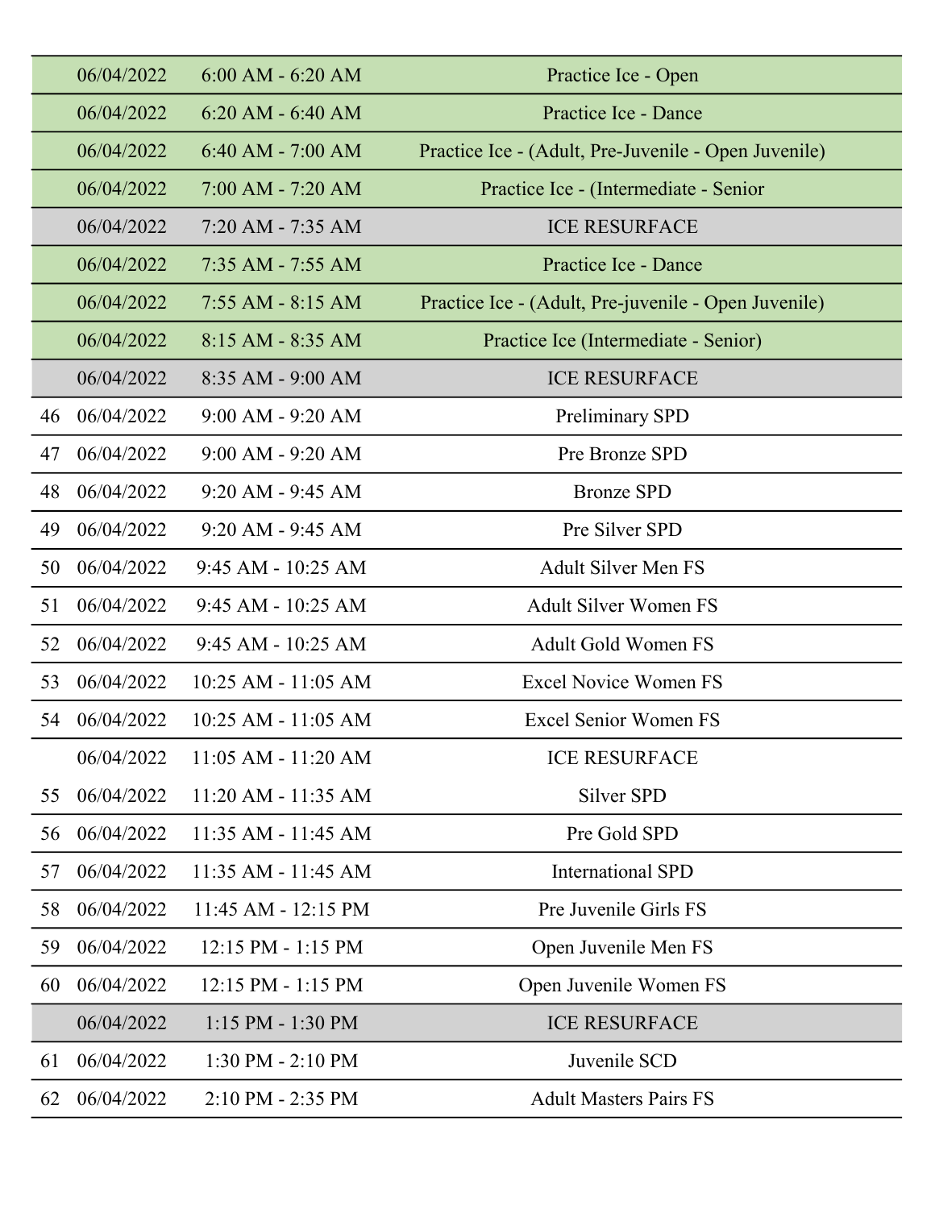| | | | |
|---|---|---|---|
| | 06/04/2022 | 6:00 AM - 6:20 AM | Practice Ice - Open |
| | 06/04/2022 | 6:20 AM - 6:40 AM | Practice Ice - Dance |
| | 06/04/2022 | 6:40 AM - 7:00 AM | Practice Ice - (Adult, Pre-Juvenile - Open Juvenile) |
| | 06/04/2022 | 7:00 AM - 7:20 AM | Practice Ice - (Intermediate - Senior |
| | 06/04/2022 | 7:20 AM - 7:35 AM | ICE RESURFACE |
| | 06/04/2022 | 7:35 AM - 7:55 AM | Practice Ice - Dance |
| | 06/04/2022 | 7:55 AM - 8:15 AM | Practice Ice - (Adult, Pre-juvenile - Open Juvenile) |
| | 06/04/2022 | 8:15 AM - 8:35 AM | Practice Ice (Intermediate - Senior) |
| | 06/04/2022 | 8:35 AM - 9:00 AM | ICE RESURFACE |
| 46 | 06/04/2022 | 9:00 AM - 9:20 AM | Preliminary SPD |
| 47 | 06/04/2022 | 9:00 AM - 9:20 AM | Pre Bronze SPD |
| 48 | 06/04/2022 | 9:20 AM - 9:45 AM | Bronze SPD |
| 49 | 06/04/2022 | 9:20 AM - 9:45 AM | Pre Silver SPD |
| 50 | 06/04/2022 | 9:45 AM - 10:25 AM | Adult Silver Men FS |
| 51 | 06/04/2022 | 9:45 AM - 10:25 AM | Adult Silver Women FS |
| 52 | 06/04/2022 | 9:45 AM - 10:25 AM | Adult Gold Women FS |
| 53 | 06/04/2022 | 10:25 AM - 11:05 AM | Excel Novice Women FS |
| 54 | 06/04/2022 | 10:25 AM - 11:05 AM | Excel Senior Women FS |
| | 06/04/2022 | 11:05 AM - 11:20 AM | ICE RESURFACE |
| 55 | 06/04/2022 | 11:20 AM - 11:35 AM | Silver SPD |
| 56 | 06/04/2022 | 11:35 AM - 11:45 AM | Pre Gold SPD |
| 57 | 06/04/2022 | 11:35 AM - 11:45 AM | International SPD |
| 58 | 06/04/2022 | 11:45 AM - 12:15 PM | Pre Juvenile Girls FS |
| 59 | 06/04/2022 | 12:15 PM - 1:15 PM | Open Juvenile Men FS |
| 60 | 06/04/2022 | 12:15 PM - 1:15 PM | Open Juvenile Women FS |
| | 06/04/2022 | 1:15 PM - 1:30 PM | ICE RESURFACE |
| 61 | 06/04/2022 | 1:30 PM - 2:10 PM | Juvenile SCD |
| 62 | 06/04/2022 | 2:10 PM - 2:35 PM | Adult Masters Pairs FS |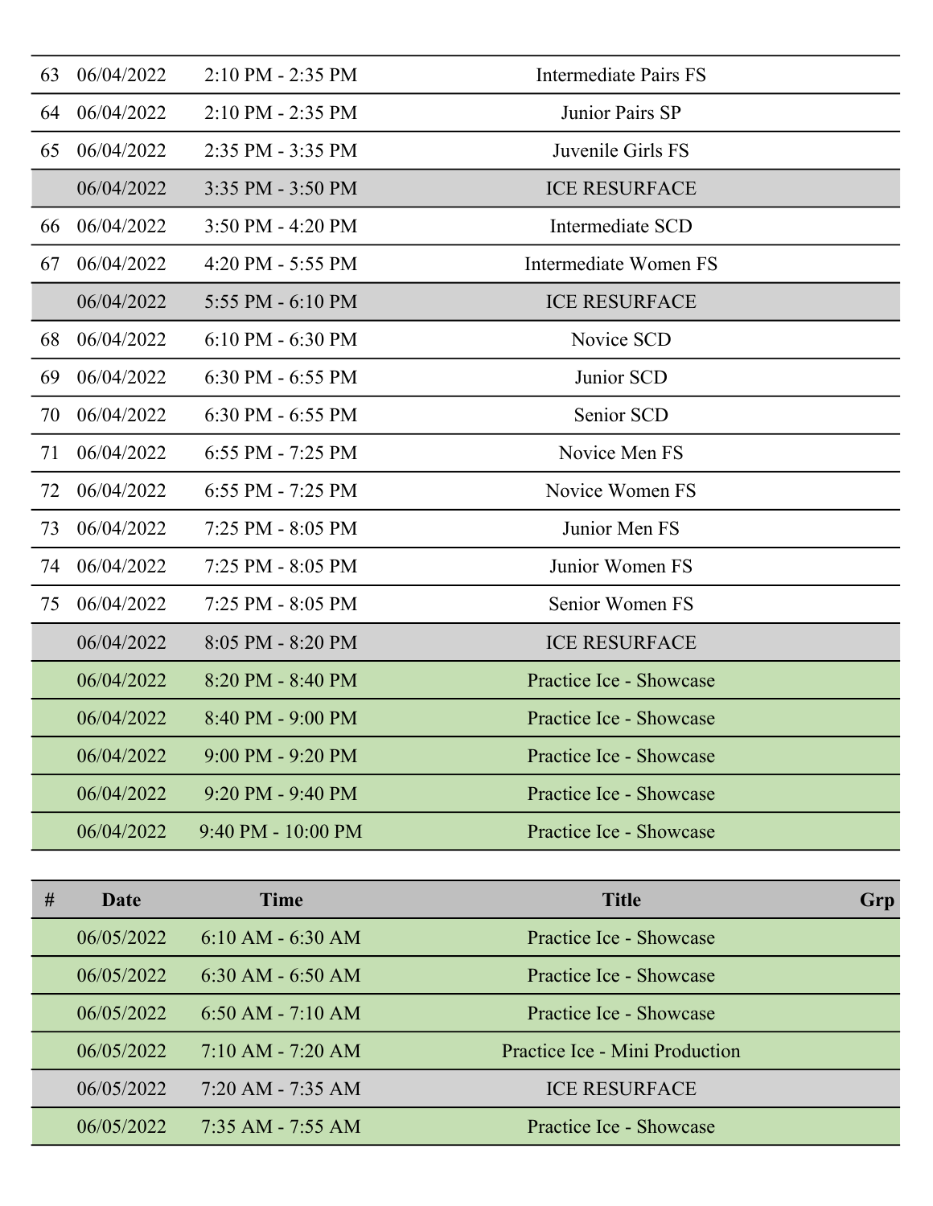| # | Date | Time | Title | Grp |
|---|---|---|---|---|
| 63 | 06/04/2022 | 2:10 PM - 2:35 PM | Intermediate Pairs FS | |
| 64 | 06/04/2022 | 2:10 PM - 2:35 PM | Junior Pairs SP | |
| 65 | 06/04/2022 | 2:35 PM - 3:35 PM | Juvenile Girls FS | |
| | 06/04/2022 | 3:35 PM - 3:50 PM | ICE RESURFACE | |
| 66 | 06/04/2022 | 3:50 PM - 4:20 PM | Intermediate SCD | |
| 67 | 06/04/2022 | 4:20 PM - 5:55 PM | Intermediate Women FS | |
| | 06/04/2022 | 5:55 PM - 6:10 PM | ICE RESURFACE | |
| 68 | 06/04/2022 | 6:10 PM - 6:30 PM | Novice SCD | |
| 69 | 06/04/2022 | 6:30 PM - 6:55 PM | Junior SCD | |
| 70 | 06/04/2022 | 6:30 PM - 6:55 PM | Senior SCD | |
| 71 | 06/04/2022 | 6:55 PM - 7:25 PM | Novice Men FS | |
| 72 | 06/04/2022 | 6:55 PM - 7:25 PM | Novice Women FS | |
| 73 | 06/04/2022 | 7:25 PM - 8:05 PM | Junior Men FS | |
| 74 | 06/04/2022 | 7:25 PM - 8:05 PM | Junior Women FS | |
| 75 | 06/04/2022 | 7:25 PM - 8:05 PM | Senior Women FS | |
| | 06/04/2022 | 8:05 PM - 8:20 PM | ICE RESURFACE | |
| | 06/04/2022 | 8:20 PM - 8:40 PM | Practice Ice - Showcase | |
| | 06/04/2022 | 8:40 PM - 9:00 PM | Practice Ice - Showcase | |
| | 06/04/2022 | 9:00 PM - 9:20 PM | Practice Ice - Showcase | |
| | 06/04/2022 | 9:20 PM - 9:40 PM | Practice Ice - Showcase | |
| | 06/04/2022 | 9:40 PM - 10:00 PM | Practice Ice - Showcase | |

| # | Date | Time | Title | Grp |
|---|---|---|---|---|
| | 06/05/2022 | 6:10 AM - 6:30 AM | Practice Ice - Showcase | |
| | 06/05/2022 | 6:30 AM - 6:50 AM | Practice Ice - Showcase | |
| | 06/05/2022 | 6:50 AM - 7:10 AM | Practice Ice - Showcase | |
| | 06/05/2022 | 7:10 AM - 7:20 AM | Practice Ice - Mini Production | |
| | 06/05/2022 | 7:20 AM - 7:35 AM | ICE RESURFACE | |
| | 06/05/2022 | 7:35 AM - 7:55 AM | Practice Ice - Showcase | |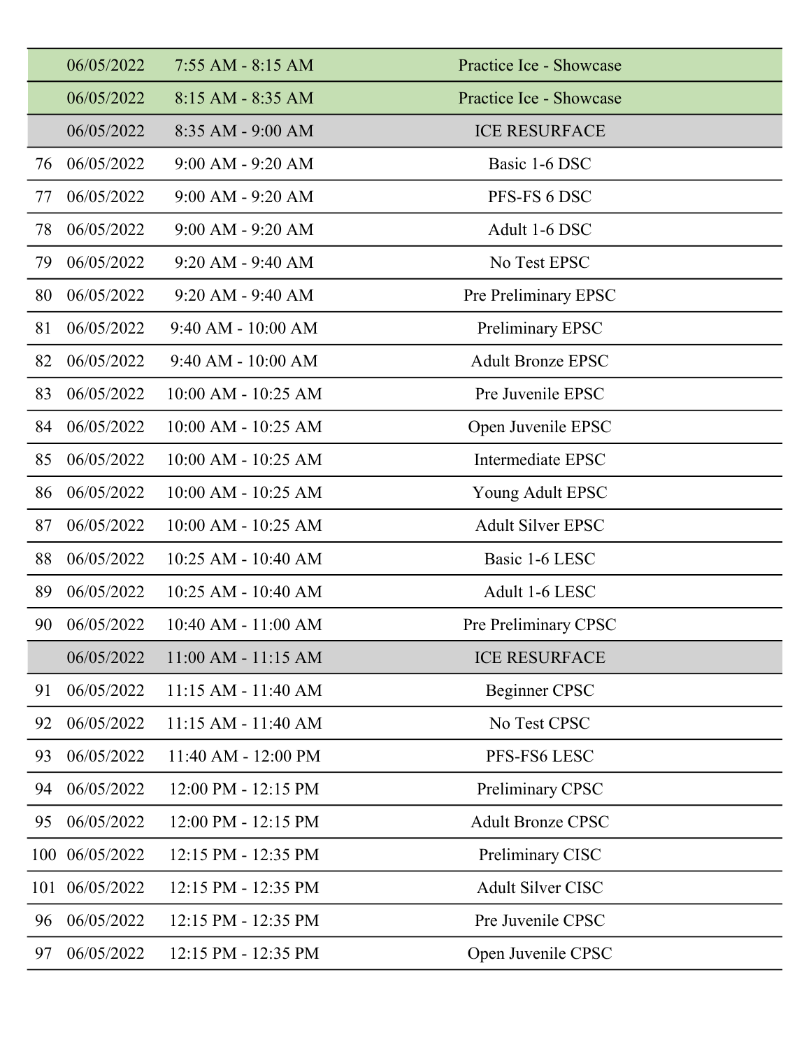| | | | |
|---|---|---|---|
| | 06/05/2022 | 7:55 AM - 8:15 AM | Practice Ice - Showcase |
| | 06/05/2022 | 8:15 AM - 8:35 AM | Practice Ice - Showcase |
| | 06/05/2022 | 8:35 AM - 9:00 AM | ICE RESURFACE |
| 76 | 06/05/2022 | 9:00 AM - 9:20 AM | Basic 1-6 DSC |
| 77 | 06/05/2022 | 9:00 AM - 9:20 AM | PFS-FS 6 DSC |
| 78 | 06/05/2022 | 9:00 AM - 9:20 AM | Adult 1-6 DSC |
| 79 | 06/05/2022 | 9:20 AM - 9:40 AM | No Test EPSC |
| 80 | 06/05/2022 | 9:20 AM - 9:40 AM | Pre Preliminary EPSC |
| 81 | 06/05/2022 | 9:40 AM - 10:00 AM | Preliminary EPSC |
| 82 | 06/05/2022 | 9:40 AM - 10:00 AM | Adult Bronze EPSC |
| 83 | 06/05/2022 | 10:00 AM - 10:25 AM | Pre Juvenile EPSC |
| 84 | 06/05/2022 | 10:00 AM - 10:25 AM | Open Juvenile EPSC |
| 85 | 06/05/2022 | 10:00 AM - 10:25 AM | Intermediate EPSC |
| 86 | 06/05/2022 | 10:00 AM - 10:25 AM | Young Adult EPSC |
| 87 | 06/05/2022 | 10:00 AM - 10:25 AM | Adult Silver EPSC |
| 88 | 06/05/2022 | 10:25 AM - 10:40 AM | Basic 1-6 LESC |
| 89 | 06/05/2022 | 10:25 AM - 10:40 AM | Adult 1-6 LESC |
| 90 | 06/05/2022 | 10:40 AM - 11:00 AM | Pre Preliminary CPSC |
| | 06/05/2022 | 11:00 AM - 11:15 AM | ICE RESURFACE |
| 91 | 06/05/2022 | 11:15 AM - 11:40 AM | Beginner CPSC |
| 92 | 06/05/2022 | 11:15 AM - 11:40 AM | No Test CPSC |
| 93 | 06/05/2022 | 11:40 AM - 12:00 PM | PFS-FS6 LESC |
| 94 | 06/05/2022 | 12:00 PM - 12:15 PM | Preliminary CPSC |
| 95 | 06/05/2022 | 12:00 PM - 12:15 PM | Adult Bronze CPSC |
| 100 | 06/05/2022 | 12:15 PM - 12:35 PM | Preliminary CISC |
| 101 | 06/05/2022 | 12:15 PM - 12:35 PM | Adult Silver CISC |
| 96 | 06/05/2022 | 12:15 PM - 12:35 PM | Pre Juvenile CPSC |
| 97 | 06/05/2022 | 12:15 PM - 12:35 PM | Open Juvenile CPSC |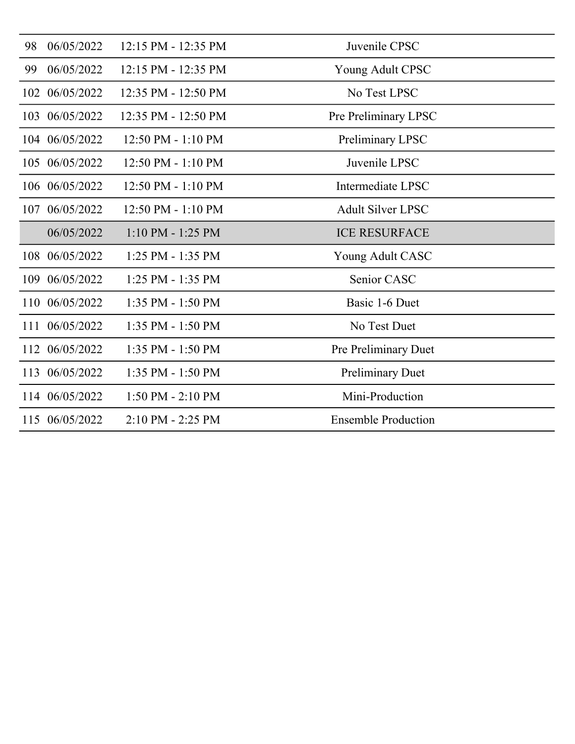| | | | |
|---|---|---|---|
| 98 | 06/05/2022 | 12:15 PM - 12:35 PM | Juvenile CPSC |
| 99 | 06/05/2022 | 12:15 PM - 12:35 PM | Young Adult CPSC |
| 102 | 06/05/2022 | 12:35 PM - 12:50 PM | No Test LPSC |
| 103 | 06/05/2022 | 12:35 PM - 12:50 PM | Pre Preliminary LPSC |
| 104 | 06/05/2022 | 12:50 PM - 1:10 PM | Preliminary LPSC |
| 105 | 06/05/2022 | 12:50 PM - 1:10 PM | Juvenile LPSC |
| 106 | 06/05/2022 | 12:50 PM - 1:10 PM | Intermediate LPSC |
| 107 | 06/05/2022 | 12:50 PM - 1:10 PM | Adult Silver LPSC |
| | 06/05/2022 | 1:10 PM - 1:25 PM | ICE RESURFACE |
| 108 | 06/05/2022 | 1:25 PM - 1:35 PM | Young Adult CASC |
| 109 | 06/05/2022 | 1:25 PM - 1:35 PM | Senior CASC |
| 110 | 06/05/2022 | 1:35 PM - 1:50 PM | Basic 1-6 Duet |
| 111 | 06/05/2022 | 1:35 PM - 1:50 PM | No Test Duet |
| 112 | 06/05/2022 | 1:35 PM - 1:50 PM | Pre Preliminary Duet |
| 113 | 06/05/2022 | 1:35 PM - 1:50 PM | Preliminary Duet |
| 114 | 06/05/2022 | 1:50 PM - 2:10 PM | Mini-Production |
| 115 | 06/05/2022 | 2:10 PM - 2:25 PM | Ensemble Production |